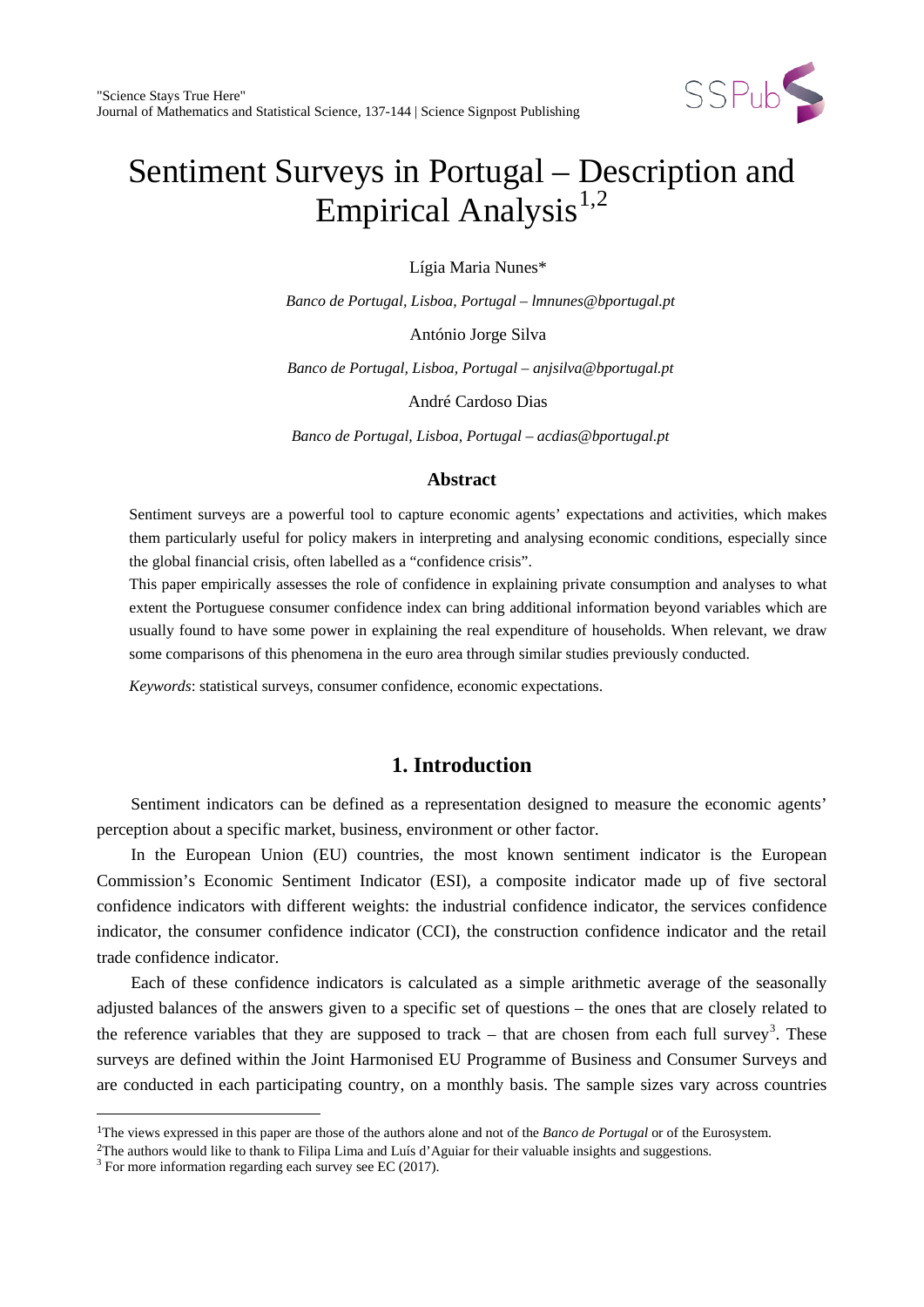# Sentiment Surveys in Portugal – Description and Empirical Analysis[1,2]

Lígia Maria Nunes*

*Banco de Portugal, Lisboa, Portugal – lmnunes@bportugal.pt*

António Jorge Silva

*Banco de Portugal, Lisboa, Portugal – anjsilva@bportugal.pt*

André Cardoso Dias

*Banco de Portugal, Lisboa, Portugal – acdias@bportugal.pt*

### Abstract

Sentiment surveys are a powerful tool to capture economic agents' expectations and activities, which makes them particularly useful for policy makers in interpreting and analysing economic conditions, especially since the global financial crisis, often labelled as a "confidence crisis".

This paper empirically assesses the role of confidence in explaining private consumption and analyses to what extent the Portuguese consumer confidence index can bring additional information beyond variables which are usually found to have some power in explaining the real expenditure of households. When relevant, we draw some comparisons of this phenomena in the euro area through similar studies previously conducted.

*Keywords*: statistical surveys, consumer confidence, economic expectations.

## 1. Introduction

Sentiment indicators can be defined as a representation designed to measure the economic agents' perception about a specific market, business, environment or other factor.

In the European Union (EU) countries, the most known sentiment indicator is the European Commission's Economic Sentiment Indicator (ESI), a composite indicator made up of five sectoral confidence indicators with different weights: the industrial confidence indicator, the services confidence indicator, the consumer confidence indicator (CCI), the construction confidence indicator and the retail trade confidence indicator.

Each of these confidence indicators is calculated as a simple arithmetic average of the seasonally adjusted balances of the answers given to a specific set of questions – the ones that are closely related to the reference variables that they are supposed to track – that are chosen from each full survey[3]. These surveys are defined within the Joint Harmonised EU Programme of Business and Consumer Surveys and are conducted in each participating country, on a monthly basis. The sample sizes vary across countries

---

[1]The views expressed in this paper are those of the authors alone and not of the *Banco de Portugal* or of the Eurosystem.

[2]The authors would like to thank to Filipa Lima and Luís d'Aguiar for their valuable insights and suggestions.

[3] For more information regarding each survey see EC (2017).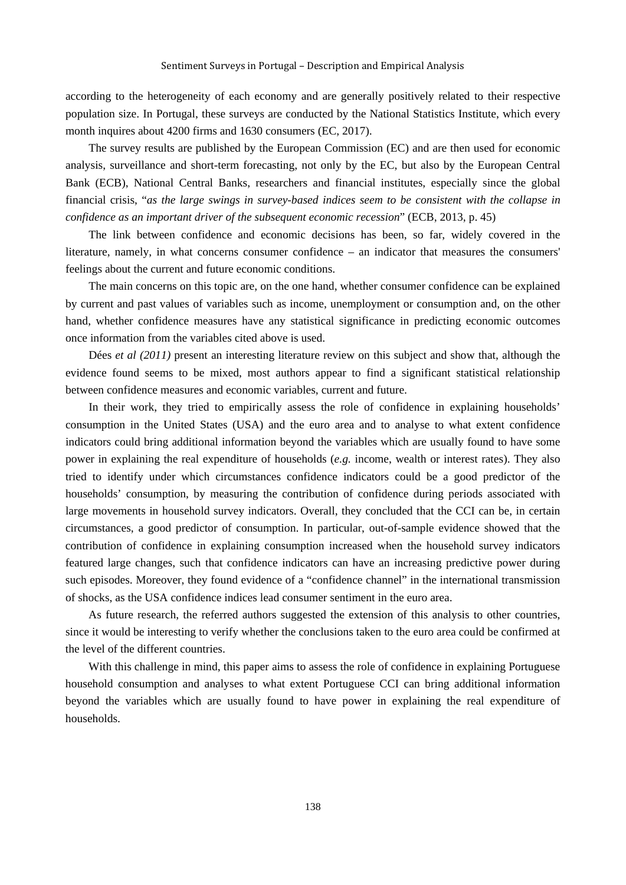according to the heterogeneity of each economy and are generally positively related to their respective population size. In Portugal, these surveys are conducted by the National Statistics Institute, which every month inquires about 4200 firms and 1630 consumers (EC, 2017).

The survey results are published by the European Commission (EC) and are then used for economic analysis, surveillance and short-term forecasting, not only by the EC, but also by the European Central Bank (ECB), National Central Banks, researchers and financial institutes, especially since the global financial crisis, "*as the large swings in survey-based indices seem to be consistent with the collapse in confidence as an important driver of the subsequent economic recession*" (ECB, 2013, p. 45)

The link between confidence and economic decisions has been, so far, widely covered in the literature, namely, in what concerns consumer confidence – an indicator that measures the consumers' feelings about the current and future economic conditions.

The main concerns on this topic are, on the one hand, whether consumer confidence can be explained by current and past values of variables such as income, unemployment or consumption and, on the other hand, whether confidence measures have any statistical significance in predicting economic outcomes once information from the variables cited above is used.

Dées *et al (2011)* present an interesting literature review on this subject and show that, although the evidence found seems to be mixed, most authors appear to find a significant statistical relationship between confidence measures and economic variables, current and future.

In their work, they tried to empirically assess the role of confidence in explaining households' consumption in the United States (USA) and the euro area and to analyse to what extent confidence indicators could bring additional information beyond the variables which are usually found to have some power in explaining the real expenditure of households (*e.g.* income, wealth or interest rates). They also tried to identify under which circumstances confidence indicators could be a good predictor of the households' consumption, by measuring the contribution of confidence during periods associated with large movements in household survey indicators. Overall, they concluded that the CCI can be, in certain circumstances, a good predictor of consumption. In particular, out-of-sample evidence showed that the contribution of confidence in explaining consumption increased when the household survey indicators featured large changes, such that confidence indicators can have an increasing predictive power during such episodes. Moreover, they found evidence of a "confidence channel" in the international transmission of shocks, as the USA confidence indices lead consumer sentiment in the euro area.

As future research, the referred authors suggested the extension of this analysis to other countries, since it would be interesting to verify whether the conclusions taken to the euro area could be confirmed at the level of the different countries.

With this challenge in mind, this paper aims to assess the role of confidence in explaining Portuguese household consumption and analyses to what extent Portuguese CCI can bring additional information beyond the variables which are usually found to have power in explaining the real expenditure of households.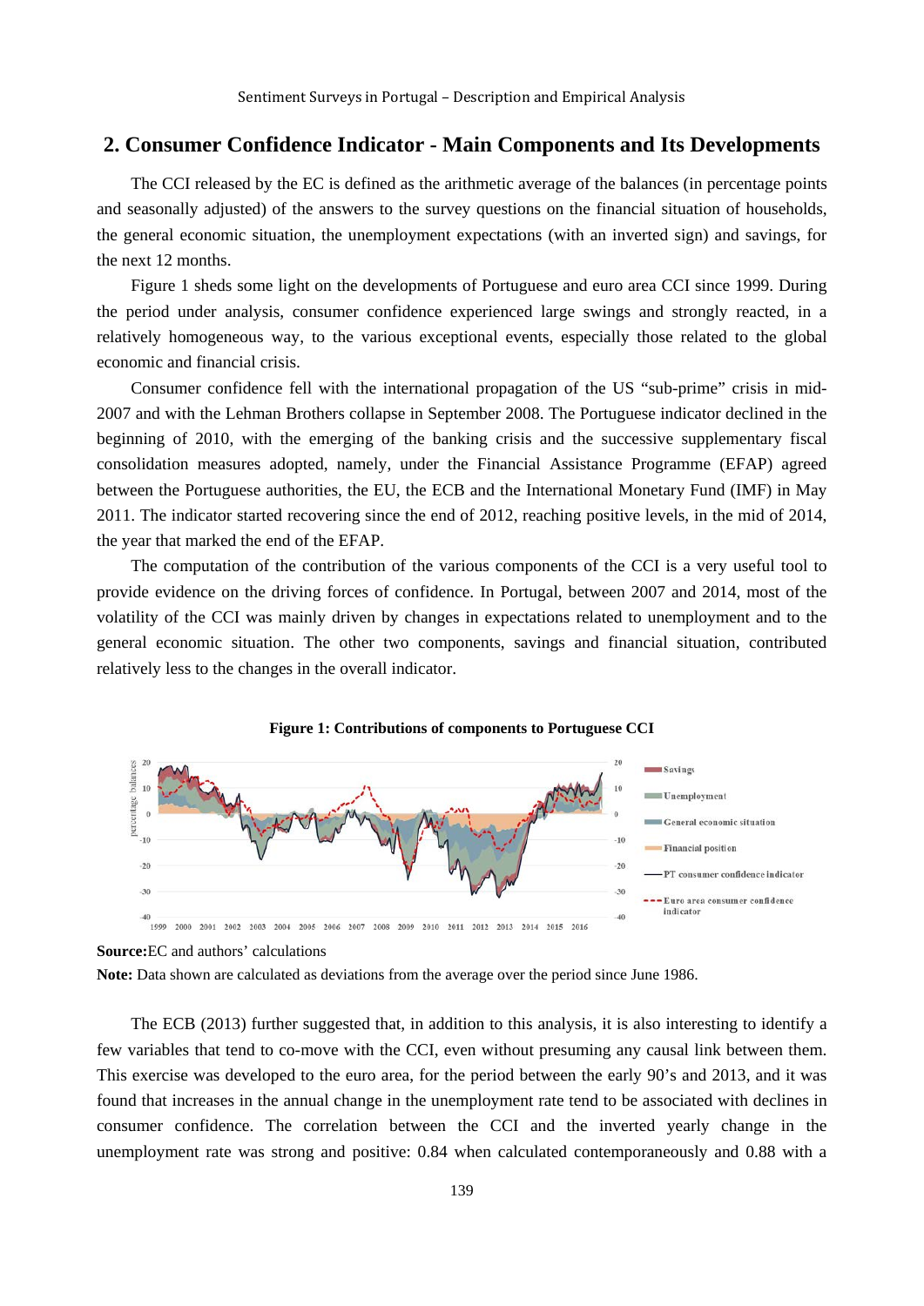## 2. Consumer Confidence Indicator - Main Components and Its Developments

The CCI released by the EC is defined as the arithmetic average of the balances (in percentage points and seasonally adjusted) of the answers to the survey questions on the financial situation of households, the general economic situation, the unemployment expectations (with an inverted sign) and savings, for the next 12 months.

Figure 1 sheds some light on the developments of Portuguese and euro area CCI since 1999. During the period under analysis, consumer confidence experienced large swings and strongly reacted, in a relatively homogeneous way, to the various exceptional events, especially those related to the global economic and financial crisis.

Consumer confidence fell with the international propagation of the US "sub-prime" crisis in mid-2007 and with the Lehman Brothers collapse in September 2008. The Portuguese indicator declined in the beginning of 2010, with the emerging of the banking crisis and the successive supplementary fiscal consolidation measures adopted, namely, under the Financial Assistance Programme (EFAP) agreed between the Portuguese authorities, the EU, the ECB and the International Monetary Fund (IMF) in May 2011. The indicator started recovering since the end of 2012, reaching positive levels, in the mid of 2014, the year that marked the end of the EFAP.

The computation of the contribution of the various components of the CCI is a very useful tool to provide evidence on the driving forces of confidence. In Portugal, between 2007 and 2014, most of the volatility of the CCI was mainly driven by changes in expectations related to unemployment and to the general economic situation. The other two components, savings and financial situation, contributed relatively less to the changes in the overall indicator.

**Figure 1: Contributions of components to Portuguese CCI**

**Source:** EC and authors' calculations

**Note:** Data shown are calculated as deviations from the average over the period since June 1986.

The ECB (2013) further suggested that, in addition to this analysis, it is also interesting to identify a few variables that tend to co-move with the CCI, even without presuming any causal link between them. This exercise was developed to the euro area, for the period between the early 90's and 2013, and it was found that increases in the annual change in the unemployment rate tend to be associated with declines in consumer confidence. The correlation between the CCI and the inverted yearly change in the unemployment rate was strong and positive: 0.84 when calculated contemporaneously and 0.88 with a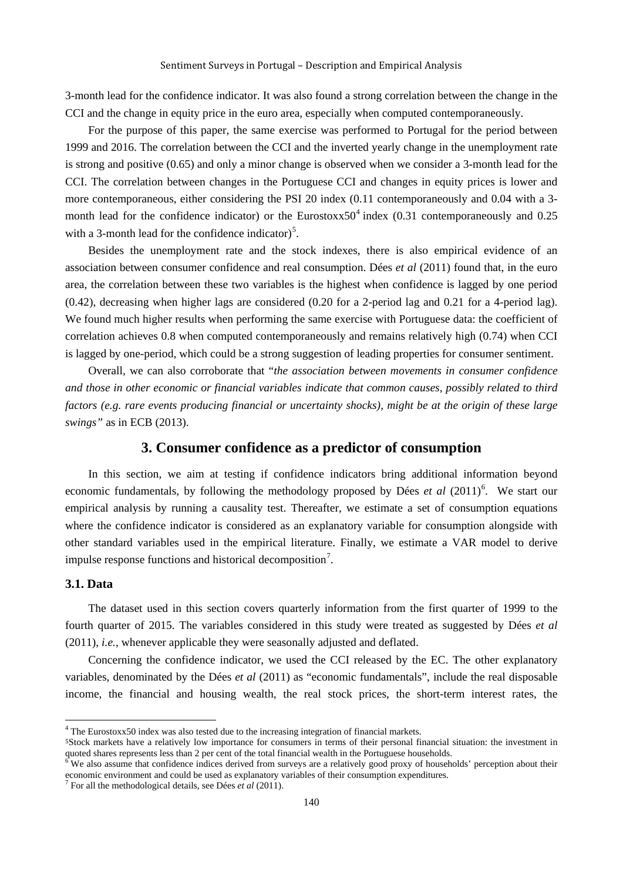3-month lead for the confidence indicator. It was also found a strong correlation between the change in the CCI and the change in equity price in the euro area, especially when computed contemporaneously.

For the purpose of this paper, the same exercise was performed to Portugal for the period between 1999 and 2016. The correlation between the CCI and the inverted yearly change in the unemployment rate is strong and positive (0.65) and only a minor change is observed when we consider a 3-month lead for the CCI. The correlation between changes in the Portuguese CCI and changes in equity prices is lower and more contemporaneous, either considering the PSI 20 index (0.11 contemporaneously and 0.04 with a 3-month lead for the confidence indicator) or the Eurostoxx50[4] index (0.31 contemporaneously and 0.25 with a 3-month lead for the confidence indicator)[5].

Besides the unemployment rate and the stock indexes, there is also empirical evidence of an association between consumer confidence and real consumption. Dées *et al* (2011) found that, in the euro area, the correlation between these two variables is the highest when confidence is lagged by one period (0.42), decreasing when higher lags are considered (0.20 for a 2-period lag and 0.21 for a 4-period lag). We found much higher results when performing the same exercise with Portuguese data: the coefficient of correlation achieves 0.8 when computed contemporaneously and remains relatively high (0.74) when CCI is lagged by one-period, which could be a strong suggestion of leading properties for consumer sentiment.

Overall, we can also corroborate that "*the association between movements in consumer confidence and those in other economic or financial variables indicate that common causes, possibly related to third factors (e.g. rare events producing financial or uncertainty shocks), might be at the origin of these large swings"* as in ECB (2013).

## 3. Consumer confidence as a predictor of consumption

In this section, we aim at testing if confidence indicators bring additional information beyond economic fundamentals, by following the methodology proposed by Dées *et al* (2011)[6]. We start our empirical analysis by running a causality test. Thereafter, we estimate a set of consumption equations where the confidence indicator is considered as an explanatory variable for consumption alongside with other standard variables used in the empirical literature. Finally, we estimate a VAR model to derive impulse response functions and historical decomposition[7].

### 3.1. Data

The dataset used in this section covers quarterly information from the first quarter of 1999 to the fourth quarter of 2015. The variables considered in this study were treated as suggested by Dées *et al* (2011), *i.e.*, whenever applicable they were seasonally adjusted and deflated.

Concerning the confidence indicator, we used the CCI released by the EC. The other explanatory variables, denominated by the Dées *et al* (2011) as "economic fundamentals", include the real disposable income, the financial and housing wealth, the real stock prices, the short-term interest rates, the

---

[4] The Eurostoxx50 index was also tested due to the increasing integration of financial markets.

[5] Stock markets have a relatively low importance for consumers in terms of their personal financial situation: the investment in quoted shares represents less than 2 per cent of the total financial wealth in the Portuguese households.

[6] We also assume that confidence indices derived from surveys are a relatively good proxy of households' perception about their economic environment and could be used as explanatory variables of their consumption expenditures.

[7] For all the methodological details, see Dées *et al* (2011).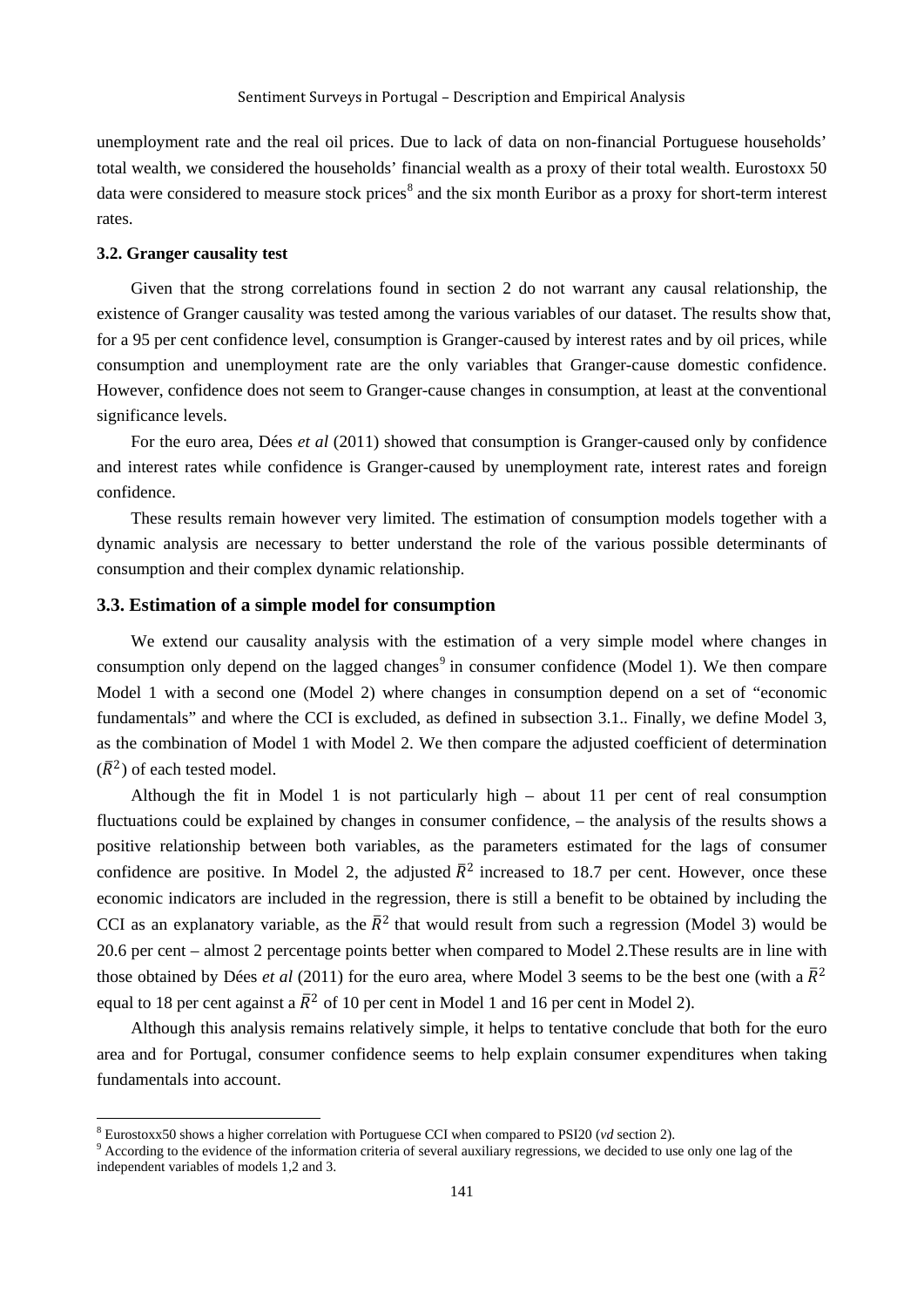unemployment rate and the real oil prices. Due to lack of data on non-financial Portuguese households' total wealth, we considered the households' financial wealth as a proxy of their total wealth. Eurostoxx 50 data were considered to measure stock prices[8] and the six month Euribor as a proxy for short-term interest rates.

### 3.2. Granger causality test

Given that the strong correlations found in section 2 do not warrant any causal relationship, the existence of Granger causality was tested among the various variables of our dataset. The results show that, for a 95 per cent confidence level, consumption is Granger-caused by interest rates and by oil prices, while consumption and unemployment rate are the only variables that Granger-cause domestic confidence. However, confidence does not seem to Granger-cause changes in consumption, at least at the conventional significance levels.

For the euro area, Dées *et al* (2011) showed that consumption is Granger-caused only by confidence and interest rates while confidence is Granger-caused by unemployment rate, interest rates and foreign confidence.

These results remain however very limited. The estimation of consumption models together with a dynamic analysis are necessary to better understand the role of the various possible determinants of consumption and their complex dynamic relationship.

### 3.3. Estimation of a simple model for consumption

We extend our causality analysis with the estimation of a very simple model where changes in consumption only depend on the lagged changes[9] in consumer confidence (Model 1). We then compare Model 1 with a second one (Model 2) where changes in consumption depend on a set of "economic fundamentals" and where the CCI is excluded, as defined in subsection 3.1.. Finally, we define Model 3, as the combination of Model 1 with Model 2. We then compare the adjusted coefficient of determination ($\bar{R}^2$) of each tested model.

Although the fit in Model 1 is not particularly high – about 11 per cent of real consumption fluctuations could be explained by changes in consumer confidence, – the analysis of the results shows a positive relationship between both variables, as the parameters estimated for the lags of consumer confidence are positive. In Model 2, the adjusted $\bar{R}^2$ increased to 18.7 per cent. However, once these economic indicators are included in the regression, there is still a benefit to be obtained by including the CCI as an explanatory variable, as the $\bar{R}^2$ that would result from such a regression (Model 3) would be 20.6 per cent – almost 2 percentage points better when compared to Model 2.These results are in line with those obtained by Dées *et al* (2011) for the euro area, where Model 3 seems to be the best one (with a $\bar{R}^2$ equal to 18 per cent against a $\bar{R}^2$ of 10 per cent in Model 1 and 16 per cent in Model 2).

Although this analysis remains relatively simple, it helps to tentative conclude that both for the euro area and for Portugal, consumer confidence seems to help explain consumer expenditures when taking fundamentals into account.

[8] Eurostoxx50 shows a higher correlation with Portuguese CCI when compared to PSI20 (*vd* section 2).

[9] According to the evidence of the information criteria of several auxiliary regressions, we decided to use only one lag of the independent variables of models 1,2 and 3.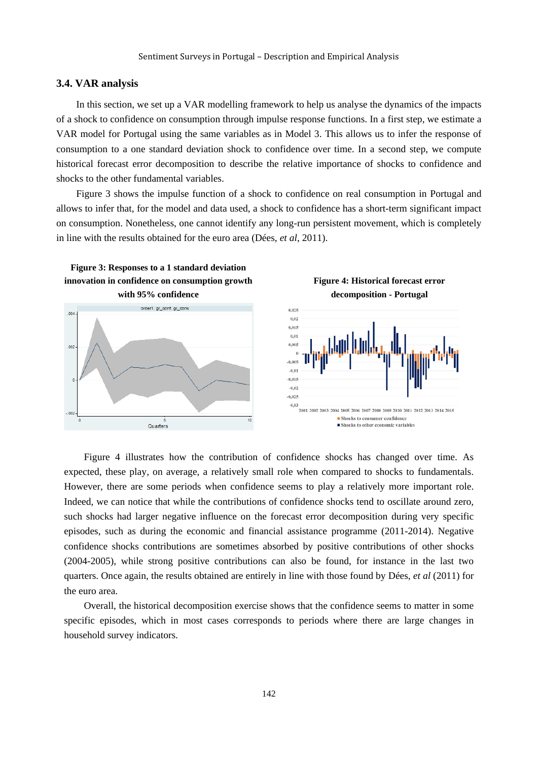### 3.4. VAR analysis

In this section, we set up a VAR modelling framework to help us analyse the dynamics of the impacts of a shock to confidence on consumption through impulse response functions. In a first step, we estimate a VAR model for Portugal using the same variables as in Model 3. This allows us to infer the response of consumption to a one standard deviation shock to confidence over time. In a second step, we compute historical forecast error decomposition to describe the relative importance of shocks to confidence and shocks to the other fundamental variables.

Figure 3 shows the impulse function of a shock to confidence on real consumption in Portugal and allows to infer that, for the model and data used, a shock to confidence has a short-term significant impact on consumption. Nonetheless, one cannot identify any long-run persistent movement, which is completely in line with the results obtained for the euro area (Dées, *et al*, 2011).

**Figure 3: Responses to a 1 standard deviation innovation in confidence on consumption growth with 95% confidence**

**Figure 4: Historical forecast error decomposition - Portugal**

Figure 4 illustrates how the contribution of confidence shocks has changed over time. As expected, these play, on average, a relatively small role when compared to shocks to fundamentals. However, there are some periods when confidence seems to play a relatively more important role. Indeed, we can notice that while the contributions of confidence shocks tend to oscillate around zero, such shocks had larger negative influence on the forecast error decomposition during very specific episodes, such as during the economic and financial assistance programme (2011-2014). Negative confidence shocks contributions are sometimes absorbed by positive contributions of other shocks (2004-2005), while strong positive contributions can also be found, for instance in the last two quarters. Once again, the results obtained are entirely in line with those found by Dées, *et al* (2011) for the euro area.

Overall, the historical decomposition exercise shows that the confidence seems to matter in some specific episodes, which in most cases corresponds to periods where there are large changes in household survey indicators.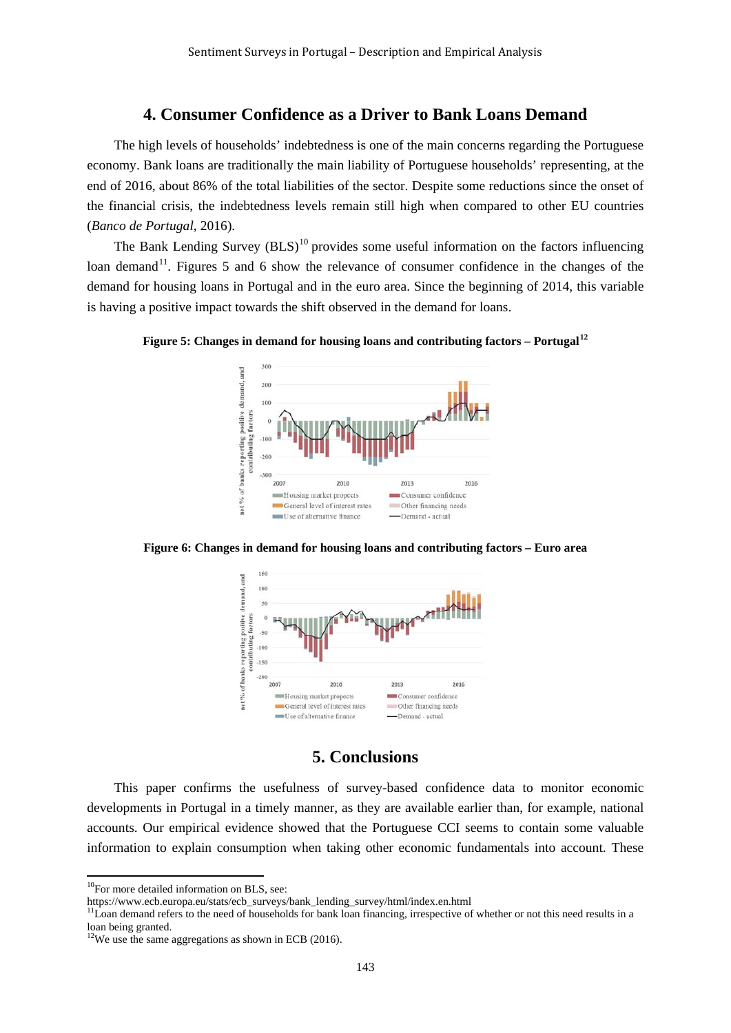## 4. Consumer Confidence as a Driver to Bank Loans Demand

The high levels of households' indebtedness is one of the main concerns regarding the Portuguese economy. Bank loans are traditionally the main liability of Portuguese households' representing, at the end of 2016, about 86% of the total liabilities of the sector. Despite some reductions since the onset of the financial crisis, the indebtedness levels remain still high when compared to other EU countries (*Banco de Portugal*, 2016).

The Bank Lending Survey (BLS)[10] provides some useful information on the factors influencing loan demand[11]. Figures 5 and 6 show the relevance of consumer confidence in the changes of the demand for housing loans in Portugal and in the euro area. Since the beginning of 2014, this variable is having a positive impact towards the shift observed in the demand for loans.

**Figure 5: Changes in demand for housing loans and contributing factors – Portugal[12]**

**Figure 6: Changes in demand for housing loans and contributing factors – Euro area**

## 5. Conclusions

This paper confirms the usefulness of survey-based confidence data to monitor economic developments in Portugal in a timely manner, as they are available earlier than, for example, national accounts. Our empirical evidence showed that the Portuguese CCI seems to contain some valuable information to explain consumption when taking other economic fundamentals into account. These

---

[10] For more detailed information on BLS, see: https://www.ecb.europa.eu/stats/ecb_surveys/bank_lending_survey/html/index.en.html

[11] Loan demand refers to the need of households for bank loan financing, irrespective of whether or not this need results in a loan being granted.

[12] We use the same aggregations as shown in ECB (2016).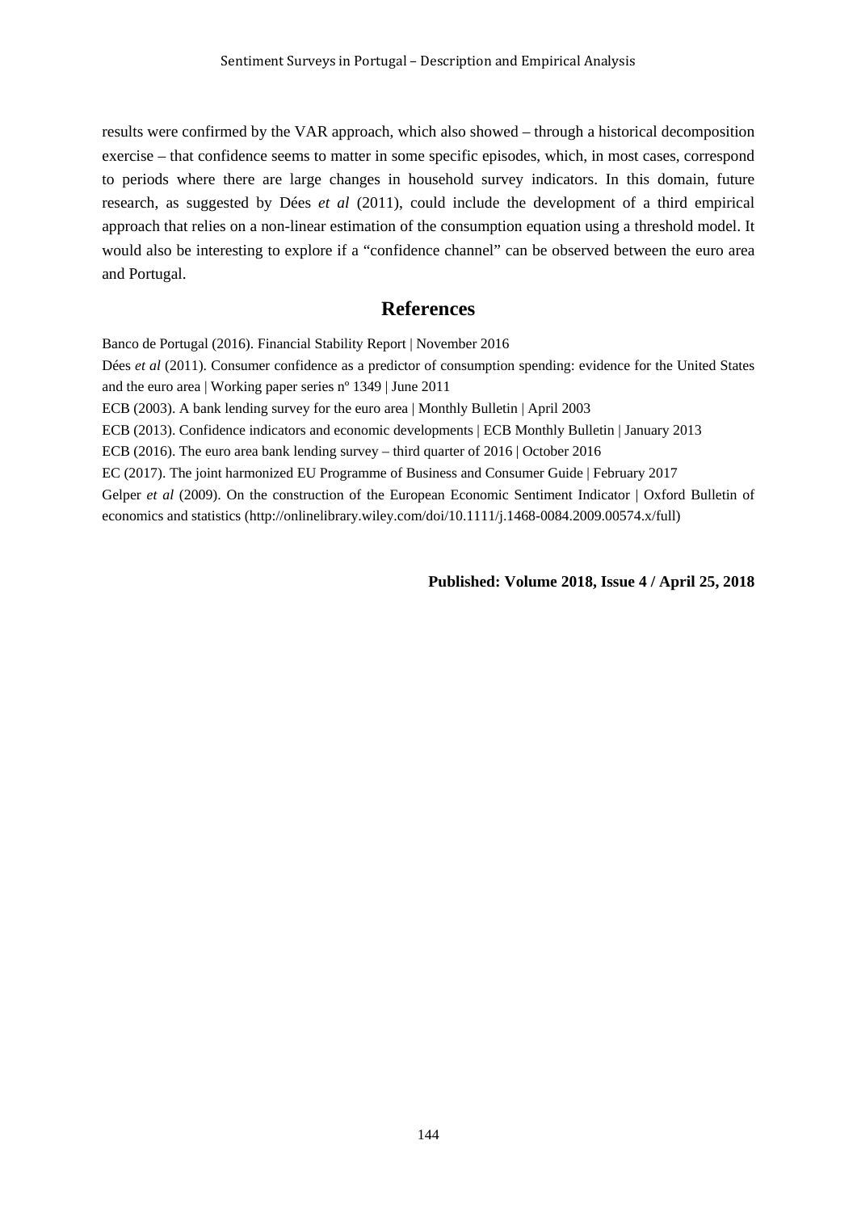results were confirmed by the VAR approach, which also showed – through a historical decomposition exercise – that confidence seems to matter in some specific episodes, which, in most cases, correspond to periods where there are large changes in household survey indicators. In this domain, future research, as suggested by Dées *et al* (2011), could include the development of a third empirical approach that relies on a non-linear estimation of the consumption equation using a threshold model. It would also be interesting to explore if a "confidence channel" can be observed between the euro area and Portugal.

## References

Banco de Portugal (2016). Financial Stability Report | November 2016

Dées *et al* (2011). Consumer confidence as a predictor of consumption spending: evidence for the United States and the euro area | Working paper series nº 1349 | June 2011

ECB (2003). A bank lending survey for the euro area | Monthly Bulletin | April 2003

ECB (2013). Confidence indicators and economic developments | ECB Monthly Bulletin | January 2013

ECB (2016). The euro area bank lending survey – third quarter of 2016 | October 2016

EC (2017). The joint harmonized EU Programme of Business and Consumer Guide | February 2017

Gelper *et al* (2009). On the construction of the European Economic Sentiment Indicator | Oxford Bulletin of economics and statistics (http://onlinelibrary.wiley.com/doi/10.1111/j.1468-0084.2009.00574.x/full)

**Published: Volume 2018, Issue 4 / April 25, 2018**